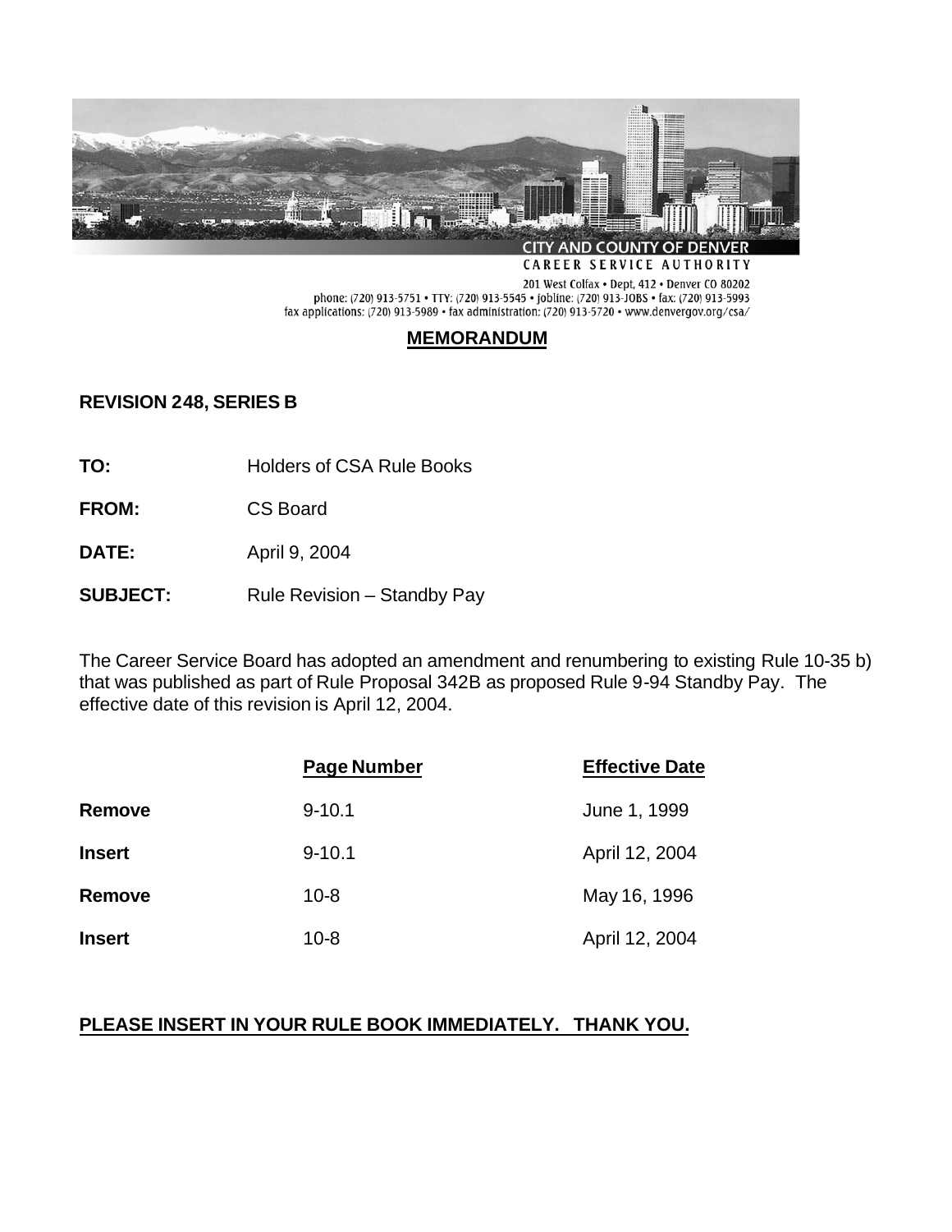CITY AND COUNTY OF DENVER

CAREER SERVICE AUTHORITY

201 West Colfax • Dept, 412 • Denver CO 80202
phone: (720) 913-5751 • TTY: (720) 913-5545 • jobline: (720) 913-JOBS • fax: (720) 913-5993
fax applications: (720) 913-5989 • fax administration: (720) 913-5720 • www.denvergov.org/csa/

# MEMORANDUM

**REVISION 248, SERIES B**

**TO:** Holders of CSA Rule Books

**FROM:** CS Board

**DATE:** April 9, 2004

**SUBJECT:** Rule Revision – Standby Pay

The Career Service Board has adopted an amendment and renumbering to existing Rule 10-35 b) that was published as part of Rule Proposal 342B as proposed Rule 9-94 Standby Pay. The effective date of this revision is April 12, 2004.

| | Page Number | Effective Date |
|---|---|---|
| **Remove** | 9-10.1 | June 1, 1999 |
| **Insert** | 9-10.1 | April 12, 2004 |
| **Remove** | 10-8 | May 16, 1996 |
| **Insert** | 10-8 | April 12, 2004 |

**PLEASE INSERT IN YOUR RULE BOOK IMMEDIATELY. THANK YOU.**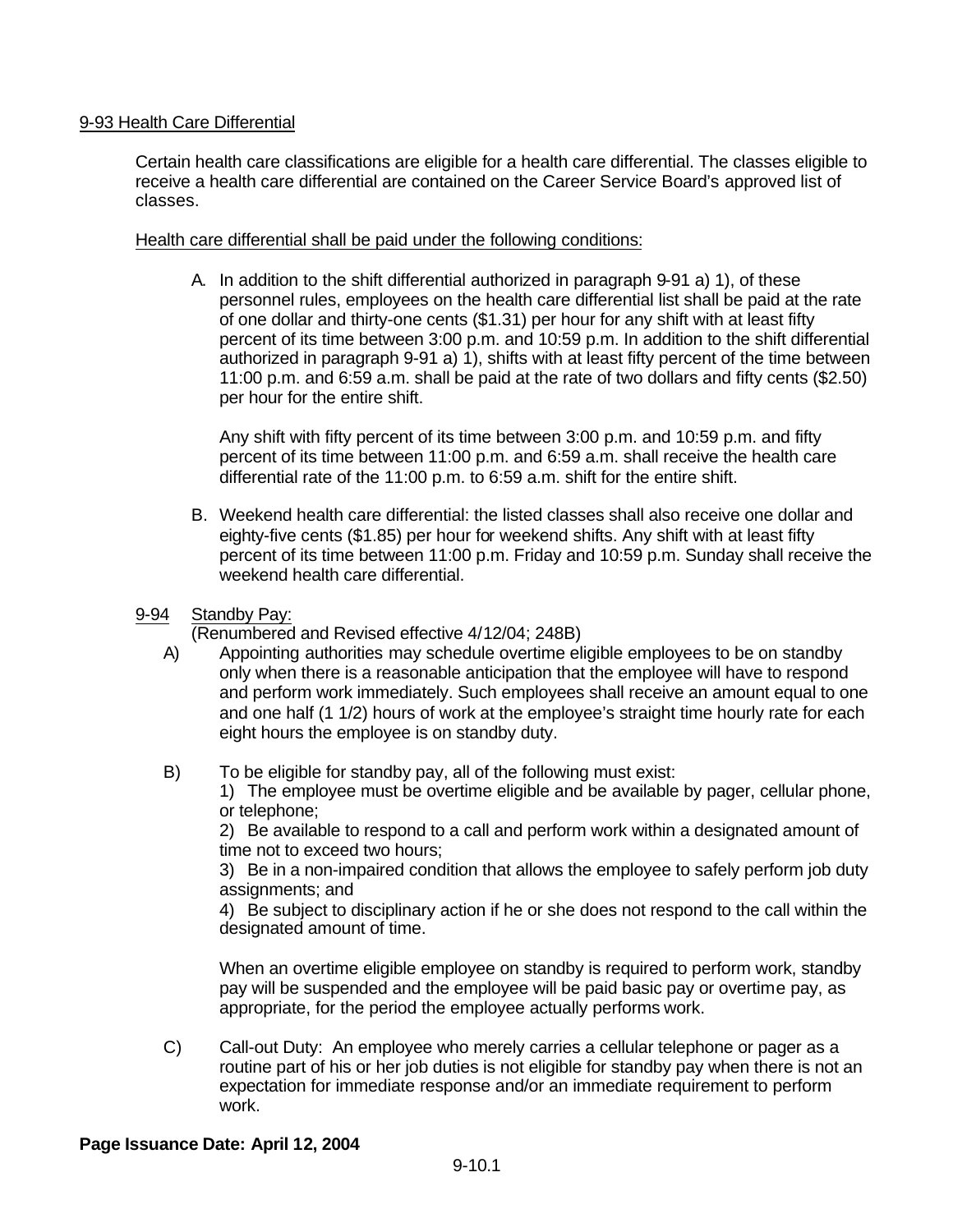## 9-93 Health Care Differential

Certain health care classifications are eligible for a health care differential. The classes eligible to receive a health care differential are contained on the Career Service Board's approved list of classes.

Health care differential shall be paid under the following conditions:

A. In addition to the shift differential authorized in paragraph 9-91 a) 1), of these personnel rules, employees on the health care differential list shall be paid at the rate of one dollar and thirty-one cents ($1.31) per hour for any shift with at least fifty percent of its time between 3:00 p.m. and 10:59 p.m. In addition to the shift differential authorized in paragraph 9-91 a) 1), shifts with at least fifty percent of the time between 11:00 p.m. and 6:59 a.m. shall be paid at the rate of two dollars and fifty cents ($2.50) per hour for the entire shift.

   Any shift with fifty percent of its time between 3:00 p.m. and 10:59 p.m. and fifty percent of its time between 11:00 p.m. and 6:59 a.m. shall receive the health care differential rate of the 11:00 p.m. to 6:59 a.m. shift for the entire shift.

B. Weekend health care differential: the listed classes shall also receive one dollar and eighty-five cents ($1.85) per hour for weekend shifts. Any shift with at least fifty percent of its time between 11:00 p.m. Friday and 10:59 p.m. Sunday shall receive the weekend health care differential.

## 9-94 Standby Pay:

(Renumbered and Revised effective 4/12/04; 248B)

A) Appointing authorities may schedule overtime eligible employees to be on standby only when there is a reasonable anticipation that the employee will have to respond and perform work immediately. Such employees shall receive an amount equal to one and one half (1 1/2) hours of work at the employee's straight time hourly rate for each eight hours the employee is on standby duty.

B) To be eligible for standby pay, all of the following must exist:

   1) The employee must be overtime eligible and be available by pager, cellular phone, or telephone;

   2) Be available to respond to a call and perform work within a designated amount of time not to exceed two hours;

   3) Be in a non-impaired condition that allows the employee to safely perform job duty assignments; and

   4) Be subject to disciplinary action if he or she does not respond to the call within the designated amount of time.

   When an overtime eligible employee on standby is required to perform work, standby pay will be suspended and the employee will be paid basic pay or overtime pay, as appropriate, for the period the employee actually performs work.

C) Call-out Duty: An employee who merely carries a cellular telephone or pager as a routine part of his or her job duties is not eligible for standby pay when there is not an expectation for immediate response and/or an immediate requirement to perform work.

**Page Issuance Date: April 12, 2004**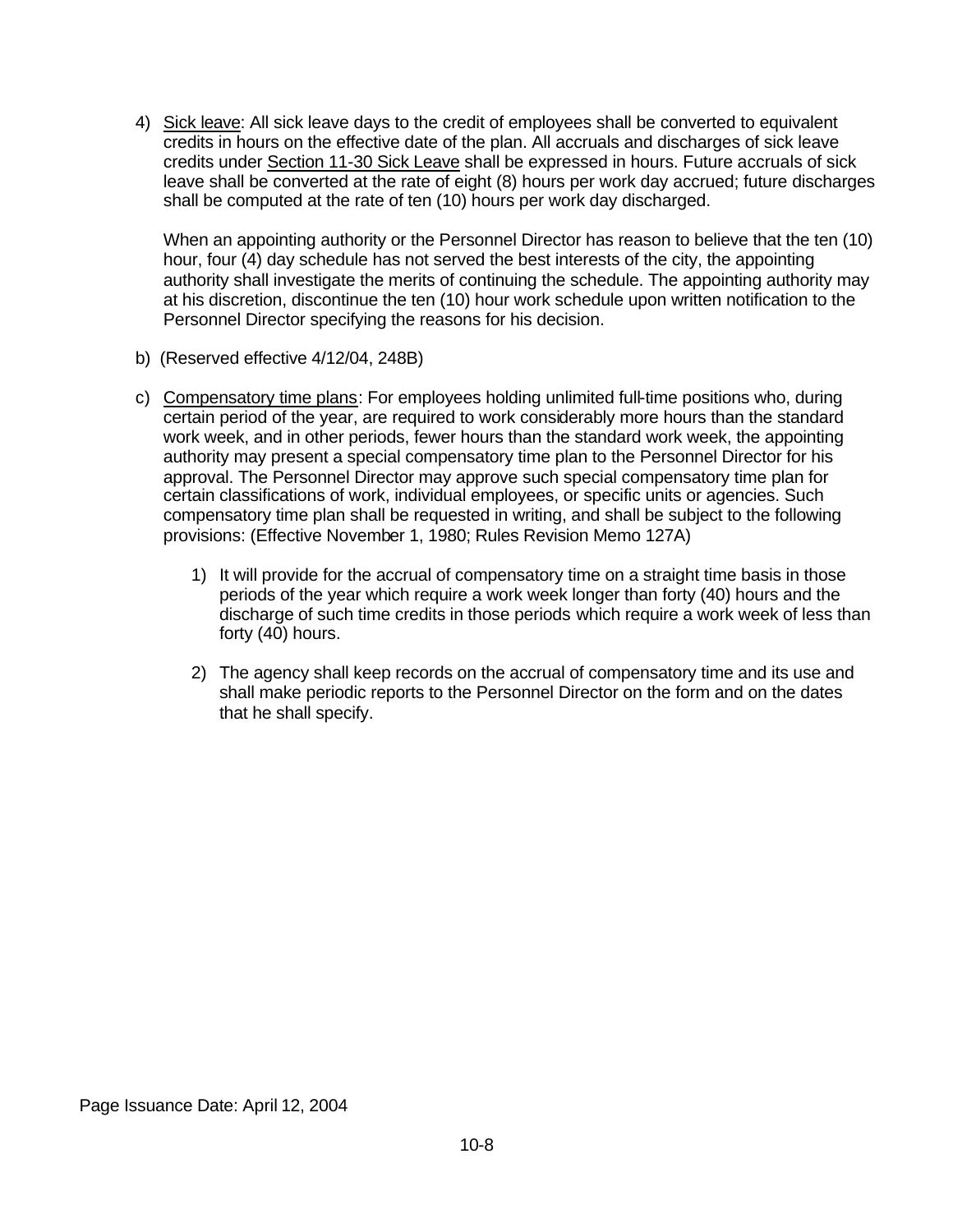4) Sick leave: All sick leave days to the credit of employees shall be converted to equivalent credits in hours on the effective date of the plan. All accruals and discharges of sick leave credits under Section 11-30 Sick Leave shall be expressed in hours. Future accruals of sick leave shall be converted at the rate of eight (8) hours per work day accrued; future discharges shall be computed at the rate of ten (10) hours per work day discharged.

   When an appointing authority or the Personnel Director has reason to believe that the ten (10) hour, four (4) day schedule has not served the best interests of the city, the appointing authority shall investigate the merits of continuing the schedule. The appointing authority may at his discretion, discontinue the ten (10) hour work schedule upon written notification to the Personnel Director specifying the reasons for his decision.

b) (Reserved effective 4/12/04, 248B)

c) Compensatory time plans: For employees holding unlimited full-time positions who, during certain period of the year, are required to work considerably more hours than the standard work week, and in other periods, fewer hours than the standard work week, the appointing authority may present a special compensatory time plan to the Personnel Director for his approval. The Personnel Director may approve such special compensatory time plan for certain classifications of work, individual employees, or specific units or agencies. Such compensatory time plan shall be requested in writing, and shall be subject to the following provisions: (Effective November 1, 1980; Rules Revision Memo 127A)

   1) It will provide for the accrual of compensatory time on a straight time basis in those periods of the year which require a work week longer than forty (40) hours and the discharge of such time credits in those periods which require a work week of less than forty (40) hours.

   2) The agency shall keep records on the accrual of compensatory time and its use and shall make periodic reports to the Personnel Director on the form and on the dates that he shall specify.

Page Issuance Date: April 12, 2004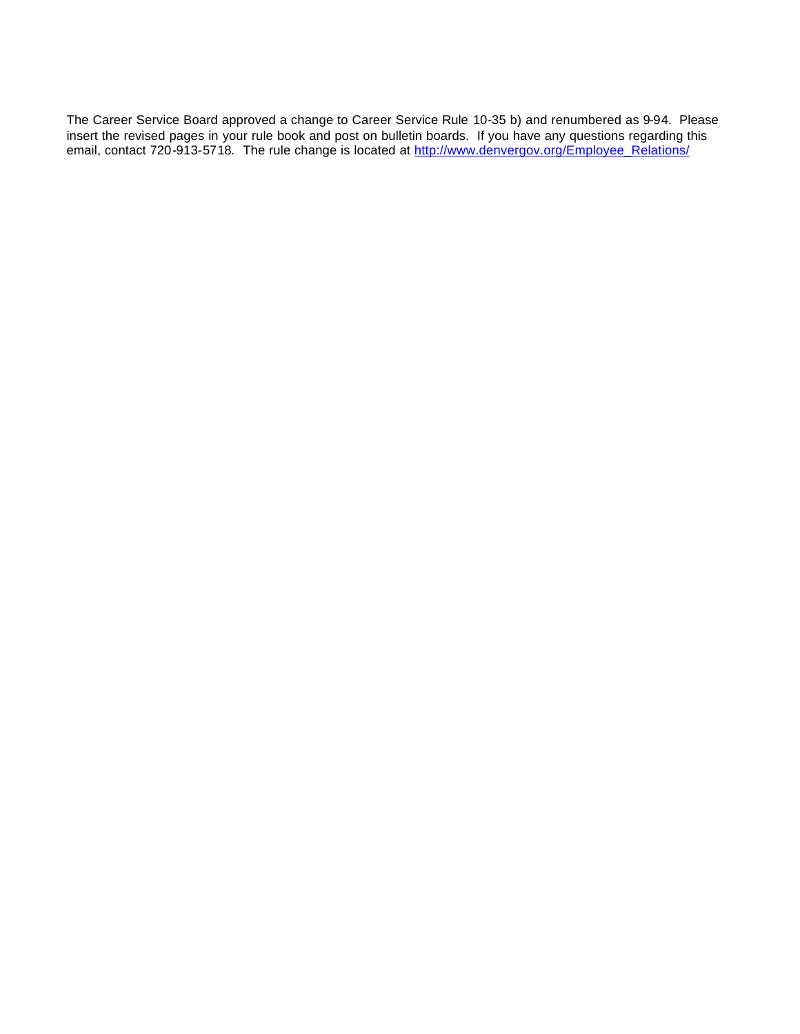The Career Service Board approved a change to Career Service Rule 10-35 b) and renumbered as 9-94. Please insert the revised pages in your rule book and post on bulletin boards. If you have any questions regarding this email, contact 720-913-5718. The rule change is located at [http://www.denvergov.org/Employee_Relations/](http://www.denvergov.org/Employee_Relations/)